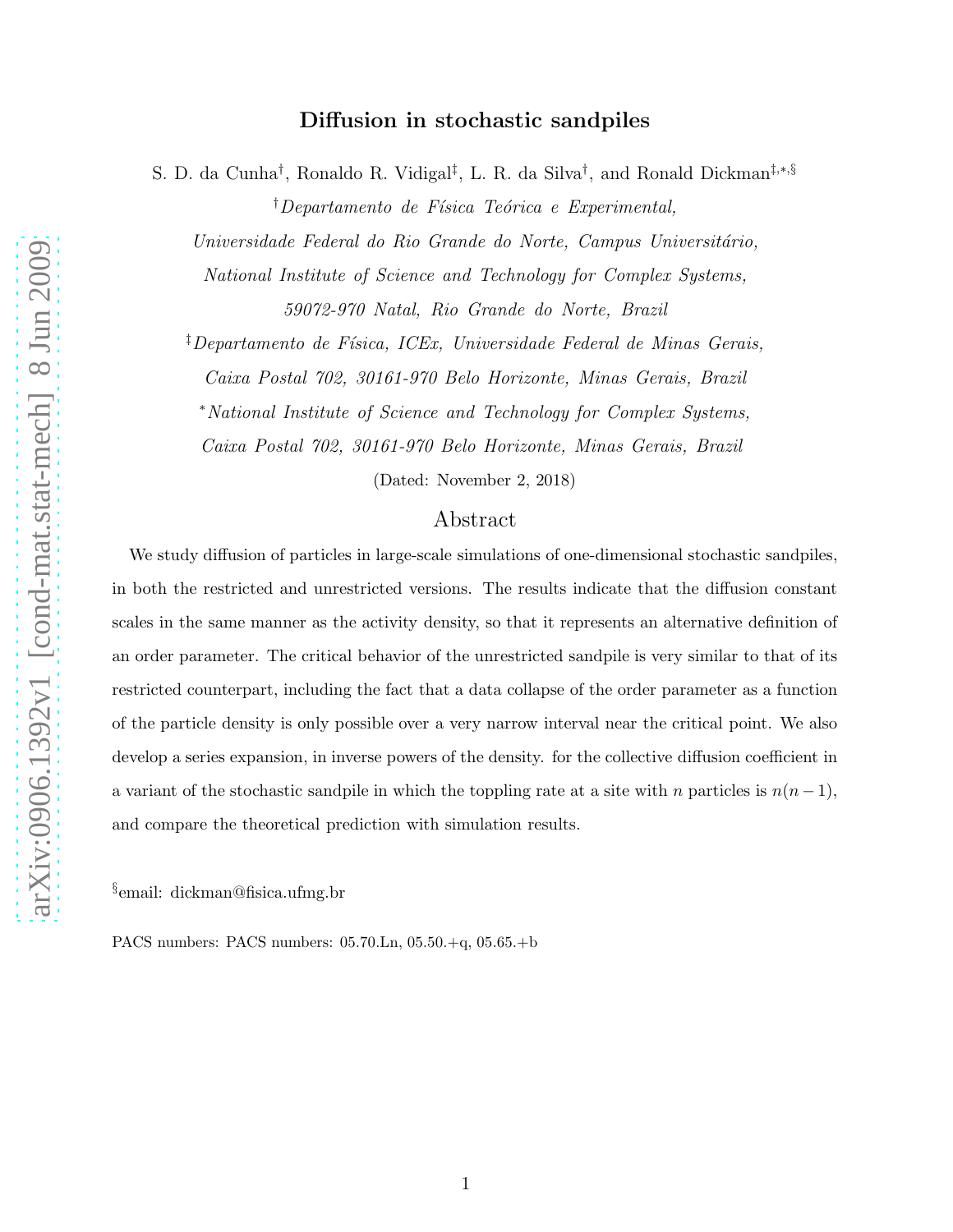# Diffusion in stochastic sandpiles

S. D. da Cunha[†], Ronaldo R. Vidigal[‡], L. R. da Silva[†], and Ronald Dickman[‡,*,§]

[†]*Departamento de Física Teórica e Experimental, Universidade Federal do Rio Grande do Norte, Campus Universitário, National Institute of Science and Technology for Complex Systems, 59072-970 Natal, Rio Grande do Norte, Brazil*

[‡]*Departamento de Física, ICEx, Universidade Federal de Minas Gerais, Caixa Postal 702, 30161-970 Belo Horizonte, Minas Gerais, Brazil*

[*]*National Institute of Science and Technology for Complex Systems, Caixa Postal 702, 30161-970 Belo Horizonte, Minas Gerais, Brazil*

(Dated: November 2, 2018)

## Abstract

We study diffusion of particles in large-scale simulations of one-dimensional stochastic sandpiles, in both the restricted and unrestricted versions. The results indicate that the diffusion constant scales in the same manner as the activity density, so that it represents an alternative definition of an order parameter. The critical behavior of the unrestricted sandpile is very similar to that of its restricted counterpart, including the fact that a data collapse of the order parameter as a function of the particle density is only possible over a very narrow interval near the critical point. We also develop a series expansion, in inverse powers of the density. for the collective diffusion coefficient in a variant of the stochastic sandpile in which the toppling rate at a site with $n$ particles is $n(n-1)$, and compare the theoretical prediction with simulation results.

[§]email: dickman@fisica.ufmg.br

PACS numbers: PACS numbers: 05.70.Ln, 05.50.+q, 05.65.+b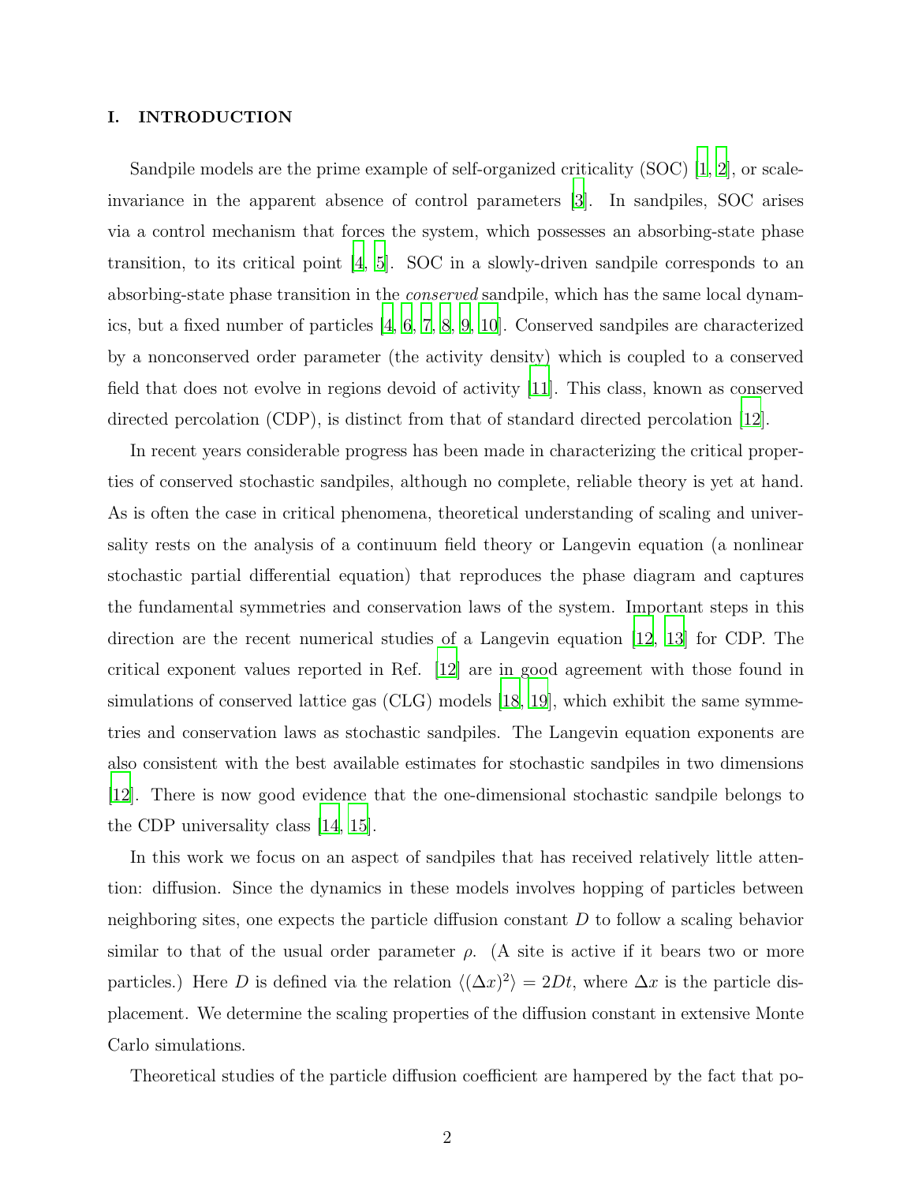## I. INTRODUCTION

Sandpile models are the prime example of self-organized criticality (SOC) [1, 2], or scale-invariance in the apparent absence of control parameters [3]. In sandpiles, SOC arises via a control mechanism that forces the system, which possesses an absorbing-state phase transition, to its critical point [4, 5]. SOC in a slowly-driven sandpile corresponds to an absorbing-state phase transition in the *conserved* sandpile, which has the same local dynamics, but a fixed number of particles [4, 6, 7, 8, 9, 10]. Conserved sandpiles are characterized by a nonconserved order parameter (the activity density) which is coupled to a conserved field that does not evolve in regions devoid of activity [11]. This class, known as conserved directed percolation (CDP), is distinct from that of standard directed percolation [12].

In recent years considerable progress has been made in characterizing the critical properties of conserved stochastic sandpiles, although no complete, reliable theory is yet at hand. As is often the case in critical phenomena, theoretical understanding of scaling and universality rests on the analysis of a continuum field theory or Langevin equation (a nonlinear stochastic partial differential equation) that reproduces the phase diagram and captures the fundamental symmetries and conservation laws of the system. Important steps in this direction are the recent numerical studies of a Langevin equation [12, 13] for CDP. The critical exponent values reported in Ref. [12] are in good agreement with those found in simulations of conserved lattice gas (CLG) models [18, 19], which exhibit the same symmetries and conservation laws as stochastic sandpiles. The Langevin equation exponents are also consistent with the best available estimates for stochastic sandpiles in two dimensions [12]. There is now good evidence that the one-dimensional stochastic sandpile belongs to the CDP universality class [14, 15].

In this work we focus on an aspect of sandpiles that has received relatively little attention: diffusion. Since the dynamics in these models involves hopping of particles between neighboring sites, one expects the particle diffusion constant $D$ to follow a scaling behavior similar to that of the usual order parameter $\rho$. (A site is active if it bears two or more particles.) Here $D$ is defined via the relation $\langle (\Delta x)^2 \rangle = 2Dt$, where $\Delta x$ is the particle displacement. We determine the scaling properties of the diffusion constant in extensive Monte Carlo simulations.

Theoretical studies of the particle diffusion coefficient are hampered by the fact that po-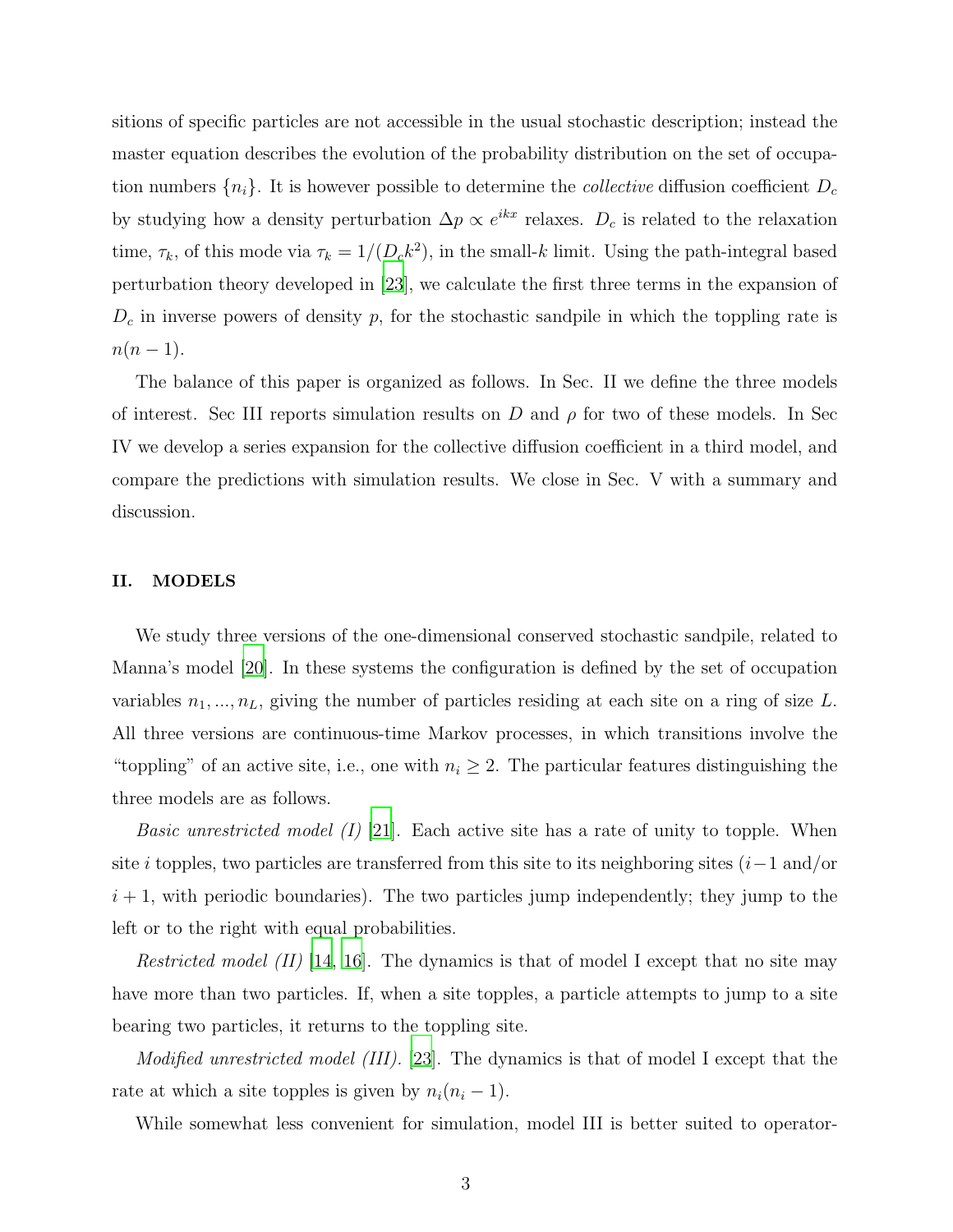sitions of specific particles are not accessible in the usual stochastic description; instead the master equation describes the evolution of the probability distribution on the set of occupation numbers $\{n_i\}$. It is however possible to determine the *collective* diffusion coefficient $D_c$ by studying how a density perturbation $\Delta p \propto e^{ikx}$ relaxes. $D_c$ is related to the relaxation time, $\tau_k$, of this mode via $\tau_k = 1/(D_c k^2)$, in the small-$k$ limit. Using the path-integral based perturbation theory developed in [23], we calculate the first three terms in the expansion of $D_c$ in inverse powers of density $p$, for the stochastic sandpile in which the toppling rate is $n(n-1)$.

The balance of this paper is organized as follows. In Sec. II we define the three models of interest. Sec III reports simulation results on $D$ and $\rho$ for two of these models. In Sec IV we develop a series expansion for the collective diffusion coefficient in a third model, and compare the predictions with simulation results. We close in Sec. V with a summary and discussion.

## II. MODELS

We study three versions of the one-dimensional conserved stochastic sandpile, related to Manna's model [20]. In these systems the configuration is defined by the set of occupation variables $n_1, ..., n_L$, giving the number of particles residing at each site on a ring of size $L$. All three versions are continuous-time Markov processes, in which transitions involve the "toppling" of an active site, i.e., one with $n_i \geq 2$. The particular features distinguishing the three models are as follows.

*Basic unrestricted model (I)* [21]. Each active site has a rate of unity to topple. When site $i$ topples, two particles are transferred from this site to its neighboring sites ($i-1$ and/or $i+1$, with periodic boundaries). The two particles jump independently; they jump to the left or to the right with equal probabilities.

*Restricted model (II)* [14, 16]. The dynamics is that of model I except that no site may have more than two particles. If, when a site topples, a particle attempts to jump to a site bearing two particles, it returns to the toppling site.

*Modified unrestricted model (III).* [23]. The dynamics is that of model I except that the rate at which a site topples is given by $n_i(n_i - 1)$.

While somewhat less convenient for simulation, model III is better suited to operator-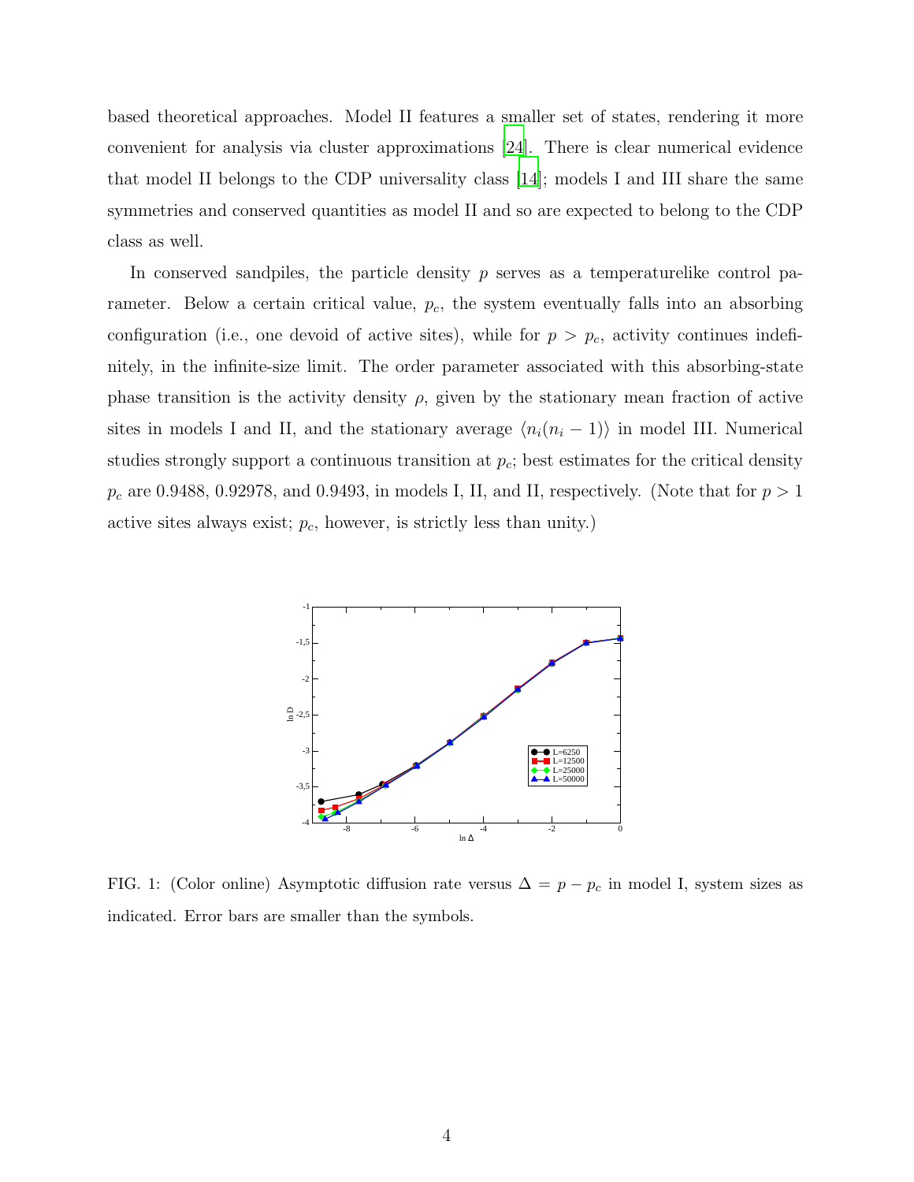based theoretical approaches. Model II features a smaller set of states, rendering it more convenient for analysis via cluster approximations [24]. There is clear numerical evidence that model II belongs to the CDP universality class [14]; models I and III share the same symmetries and conserved quantities as model II and so are expected to belong to the CDP class as well.

In conserved sandpiles, the particle density $p$ serves as a temperaturelike control parameter. Below a certain critical value, $p_c$, the system eventually falls into an absorbing configuration (i.e., one devoid of active sites), while for $p > p_c$, activity continues indefinitely, in the infinite-size limit. The order parameter associated with this absorbing-state phase transition is the activity density $\rho$, given by the stationary mean fraction of active sites in models I and II, and the stationary average $\langle n_i(n_i - 1)\rangle$ in model III. Numerical studies strongly support a continuous transition at $p_c$; best estimates for the critical density $p_c$ are 0.9488, 0.92978, and 0.9493, in models I, II, and II, respectively. (Note that for $p > 1$ active sites always exist; $p_c$, however, is strictly less than unity.)

FIG. 1: (Color online) Asymptotic diffusion rate versus $\Delta = p - p_c$ in model I, system sizes as indicated. Error bars are smaller than the symbols.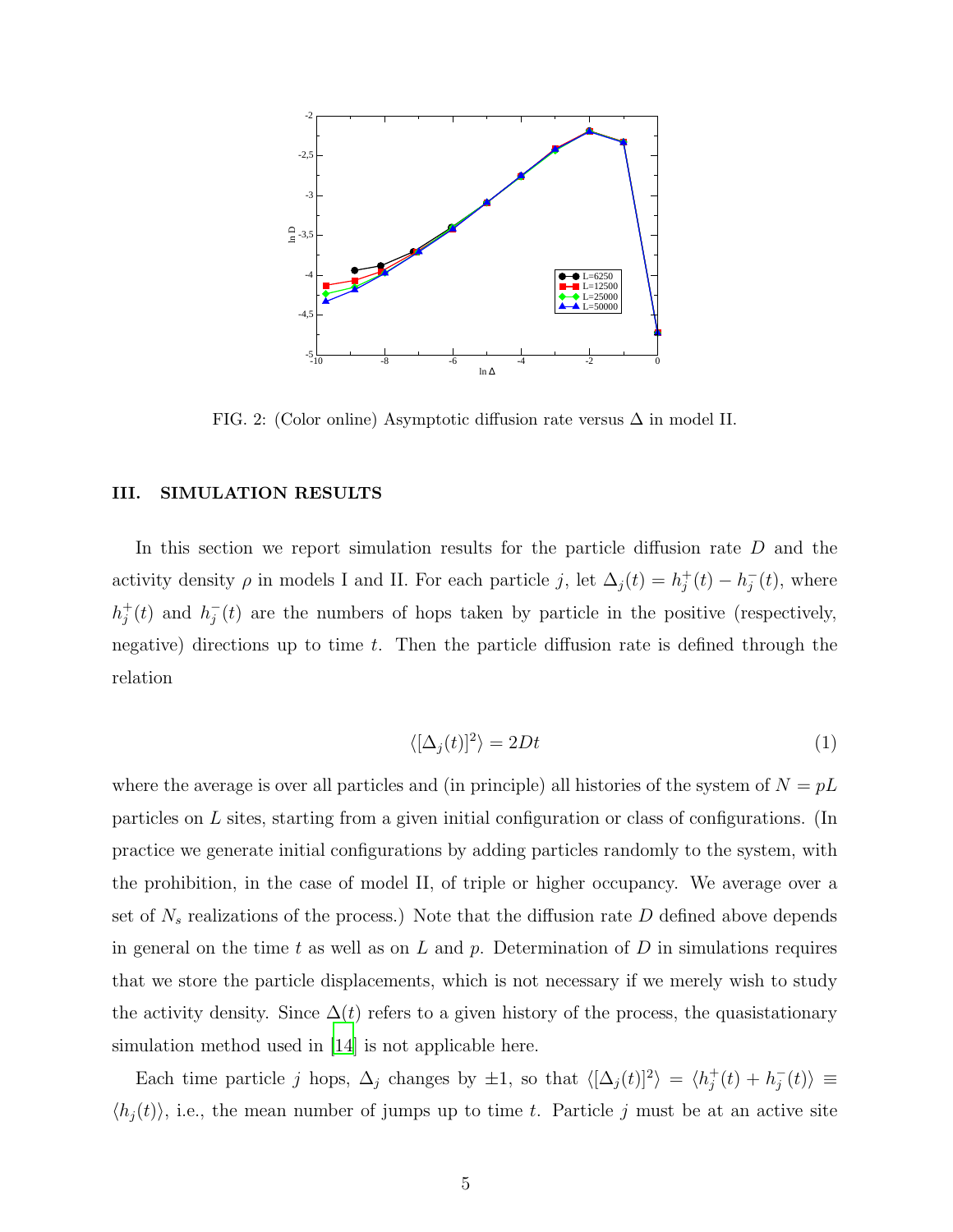FIG. 2: (Color online) Asymptotic diffusion rate versus $\Delta$ in model II.

## III. SIMULATION RESULTS

In this section we report simulation results for the particle diffusion rate $D$ and the activity density $\rho$ in models I and II. For each particle $j$, let $\Delta_j(t) = h_j^+(t) - h_j^-(t)$, where $h_j^+(t)$ and $h_j^-(t)$ are the numbers of hops taken by particle in the positive (respectively, negative) directions up to time $t$. Then the particle diffusion rate is defined through the relation

$$\langle [\Delta_j(t)]^2 \rangle = 2Dt \tag{1}$$

where the average is over all particles and (in principle) all histories of the system of $N = pL$ particles on $L$ sites, starting from a given initial configuration or class of configurations. (In practice we generate initial configurations by adding particles randomly to the system, with the prohibition, in the case of model II, of triple or higher occupancy. We average over a set of $N_s$ realizations of the process.) Note that the diffusion rate $D$ defined above depends in general on the time $t$ as well as on $L$ and $p$. Determination of $D$ in simulations requires that we store the particle displacements, which is not necessary if we merely wish to study the activity density. Since $\Delta(t)$ refers to a given history of the process, the quasistationary simulation method used in [14] is not applicable here.

Each time particle $j$ hops, $\Delta_j$ changes by $\pm 1$, so that $\langle [\Delta_j(t)]^2 \rangle = \langle h_j^+(t) + h_j^-(t) \rangle \equiv \langle h_j(t) \rangle$, i.e., the mean number of jumps up to time $t$. Particle $j$ must be at an active site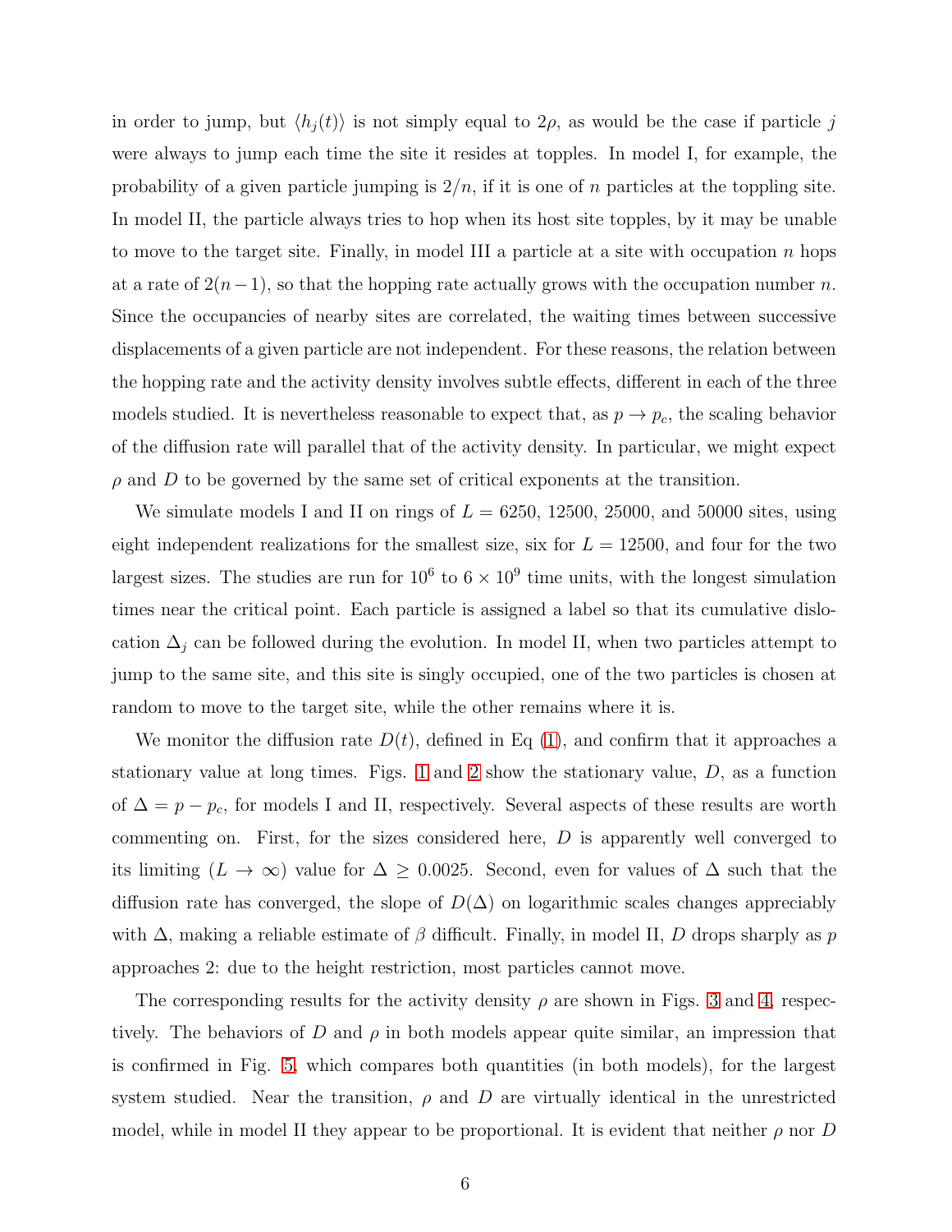in order to jump, but $\langle h_j(t) \rangle$ is not simply equal to $2\rho$, as would be the case if particle $j$ were always to jump each time the site it resides at topples. In model I, for example, the probability of a given particle jumping is $2/n$, if it is one of $n$ particles at the toppling site. In model II, the particle always tries to hop when its host site topples, by it may be unable to move to the target site. Finally, in model III a particle at a site with occupation $n$ hops at a rate of $2(n-1)$, so that the hopping rate actually grows with the occupation number $n$. Since the occupancies of nearby sites are correlated, the waiting times between successive displacements of a given particle are not independent. For these reasons, the relation between the hopping rate and the activity density involves subtle effects, different in each of the three models studied. It is nevertheless reasonable to expect that, as $p \to p_c$, the scaling behavior of the diffusion rate will parallel that of the activity density. In particular, we might expect $\rho$ and $D$ to be governed by the same set of critical exponents at the transition.

We simulate models I and II on rings of $L = 6250$, 12500, 25000, and 50000 sites, using eight independent realizations for the smallest size, six for $L = 12500$, and four for the two largest sizes. The studies are run for $10^6$ to $6 \times 10^9$ time units, with the longest simulation times near the critical point. Each particle is assigned a label so that its cumulative dislocation $\Delta_j$ can be followed during the evolution. In model II, when two particles attempt to jump to the same site, and this site is singly occupied, one of the two particles is chosen at random to move to the target site, while the other remains where it is.

We monitor the diffusion rate $D(t)$, defined in Eq (1), and confirm that it approaches a stationary value at long times. Figs. 1 and 2 show the stationary value, $D$, as a function of $\Delta = p - p_c$, for models I and II, respectively. Several aspects of these results are worth commenting on. First, for the sizes considered here, $D$ is apparently well converged to its limiting ($L \to \infty$) value for $\Delta \geq 0.0025$. Second, even for values of $\Delta$ such that the diffusion rate has converged, the slope of $D(\Delta)$ on logarithmic scales changes appreciably with $\Delta$, making a reliable estimate of $\beta$ difficult. Finally, in model II, $D$ drops sharply as $p$ approaches 2: due to the height restriction, most particles cannot move.

The corresponding results for the activity density $\rho$ are shown in Figs. 3 and 4, respectively. The behaviors of $D$ and $\rho$ in both models appear quite similar, an impression that is confirmed in Fig. 5, which compares both quantities (in both models), for the largest system studied. Near the transition, $\rho$ and $D$ are virtually identical in the unrestricted model, while in model II they appear to be proportional. It is evident that neither $\rho$ nor $D$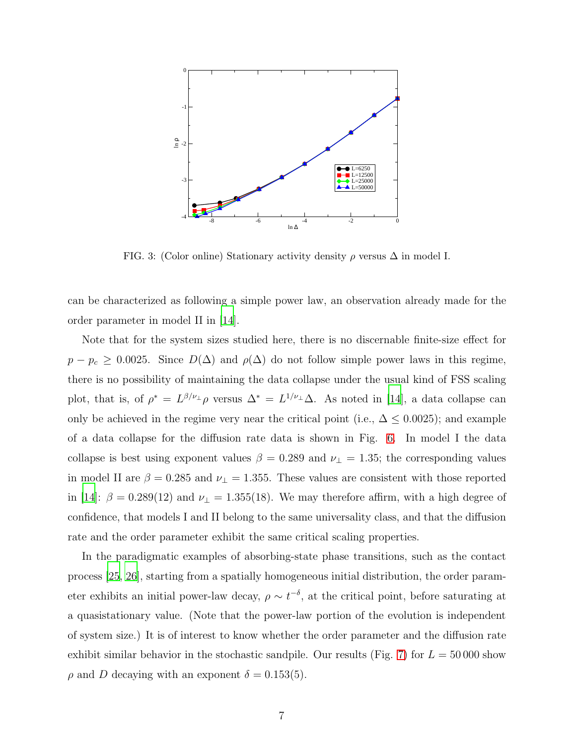FIG. 3: (Color online) Stationary activity density $\rho$ versus $\Delta$ in model I.

can be characterized as following a simple power law, an observation already made for the order parameter in model II in [14].

Note that for the system sizes studied here, there is no discernable finite-size effect for $p - p_c \geq 0.0025$. Since $D(\Delta)$ and $\rho(\Delta)$ do not follow simple power laws in this regime, there is no possibility of maintaining the data collapse under the usual kind of FSS scaling plot, that is, of $\rho^* = L^{\beta/\nu_\perp}\rho$ versus $\Delta^* = L^{1/\nu_\perp}\Delta$. As noted in [14], a data collapse can only be achieved in the regime very near the critical point (i.e., $\Delta \leq 0.0025$); and example of a data collapse for the diffusion rate data is shown in Fig. 6. In model I the data collapse is best using exponent values $\beta = 0.289$ and $\nu_\perp = 1.35$; the corresponding values in model II are $\beta = 0.285$ and $\nu_\perp = 1.355$. These values are consistent with those reported in [14]: $\beta = 0.289(12)$ and $\nu_\perp = 1.355(18)$. We may therefore affirm, with a high degree of confidence, that models I and II belong to the same universality class, and that the diffusion rate and the order parameter exhibit the same critical scaling properties.

In the paradigmatic examples of absorbing-state phase transitions, such as the contact process [25, 26], starting from a spatially homogeneous initial distribution, the order parameter exhibits an initial power-law decay, $\rho \sim t^{-\delta}$, at the critical point, before saturating at a quasistationary value. (Note that the power-law portion of the evolution is independent of system size.) It is of interest to know whether the order parameter and the diffusion rate exhibit similar behavior in the stochastic sandpile. Our results (Fig. 7) for $L = 50\,000$ show $\rho$ and $D$ decaying with an exponent $\delta = 0.153(5)$.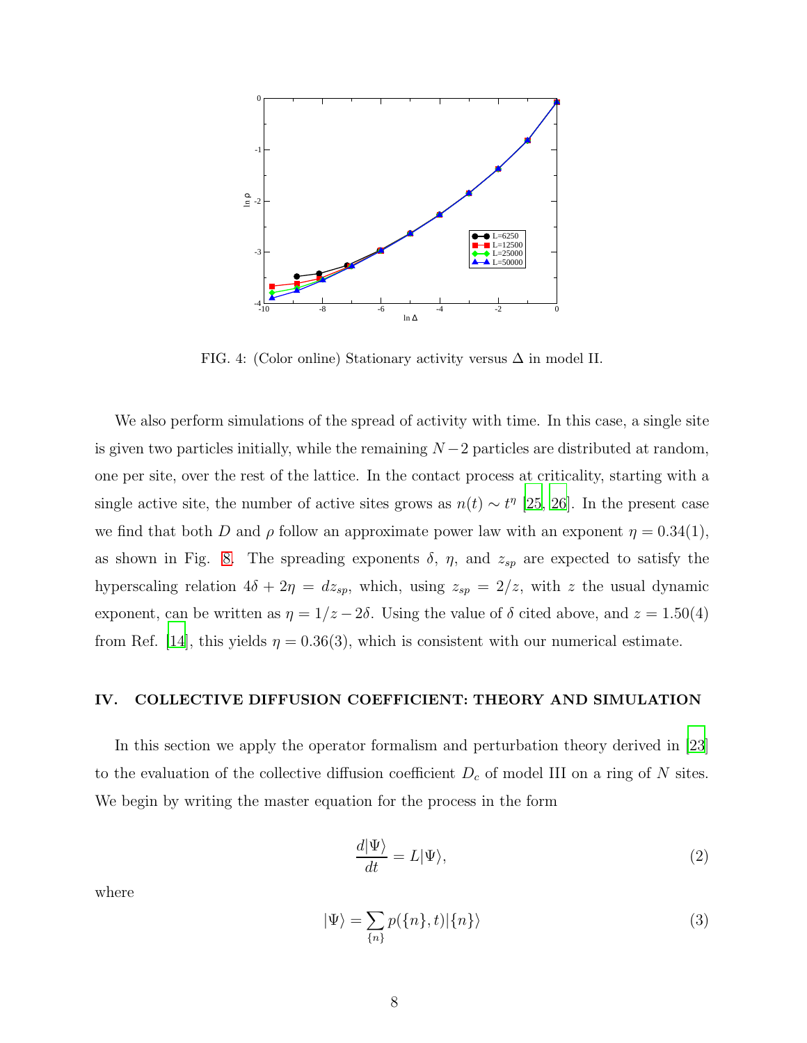FIG. 4: (Color online) Stationary activity versus $\Delta$ in model II.

We also perform simulations of the spread of activity with time. In this case, a single site is given two particles initially, while the remaining $N-2$ particles are distributed at random, one per site, over the rest of the lattice. In the contact process at criticality, starting with a single active site, the number of active sites grows as $n(t) \sim t^\eta$ [25, 26]. In the present case we find that both $D$ and $\rho$ follow an approximate power law with an exponent $\eta = 0.34(1)$, as shown in Fig. 8. The spreading exponents $\delta$, $\eta$, and $z_{sp}$ are expected to satisfy the hyperscaling relation $4\delta + 2\eta = dz_{sp}$, which, using $z_{sp} = 2/z$, with $z$ the usual dynamic exponent, can be written as $\eta = 1/z - 2\delta$. Using the value of $\delta$ cited above, and $z = 1.50(4)$ from Ref. [14], this yields $\eta = 0.36(3)$, which is consistent with our numerical estimate.

## IV. COLLECTIVE DIFFUSION COEFFICIENT: THEORY AND SIMULATION

In this section we apply the operator formalism and perturbation theory derived in [23] to the evaluation of the collective diffusion coefficient $D_c$ of model III on a ring of $N$ sites. We begin by writing the master equation for the process in the form

$$\frac{d|\Psi\rangle}{dt} = L|\Psi\rangle, \tag{2}$$

where

$$|\Psi\rangle = \sum_{\{n\}} p(\{n\}, t)|\{n\}\rangle \tag{3}$$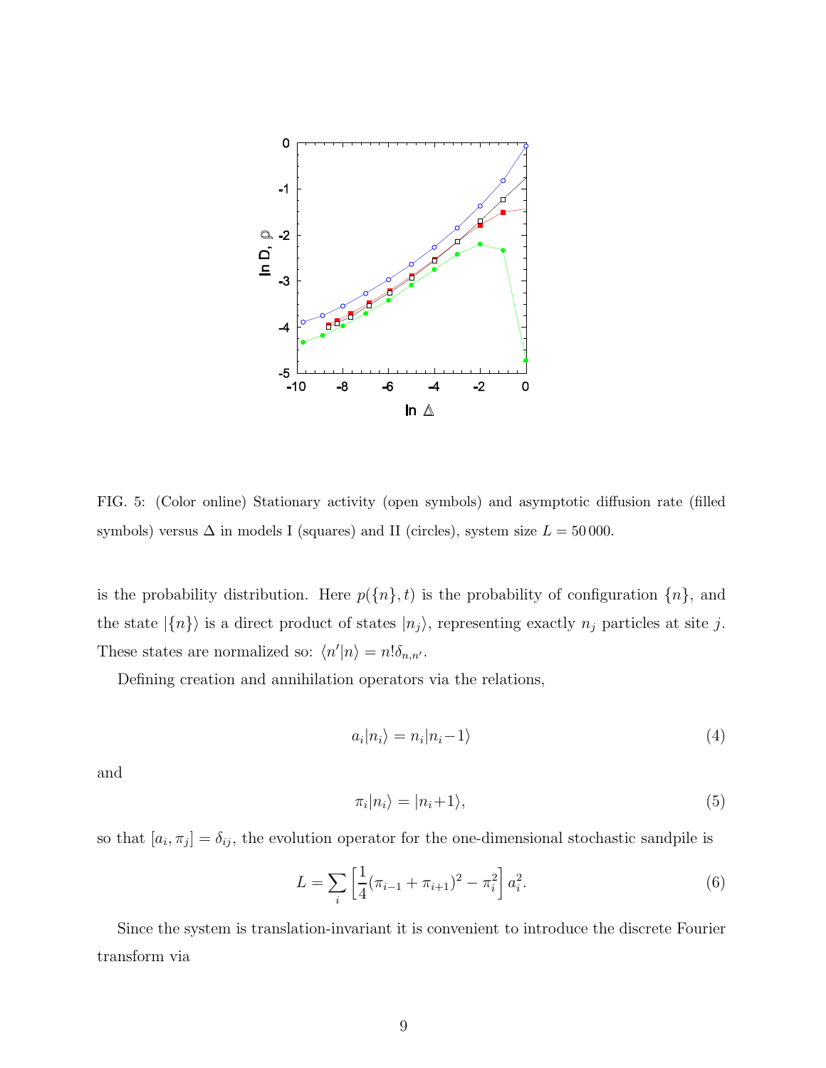FIG. 5: (Color online) Stationary activity (open symbols) and asymptotic diffusion rate (filled symbols) versus $\Delta$ in models I (squares) and II (circles), system size $L = 50\,000$.

is the probability distribution. Here $p(\{n\}, t)$ is the probability of configuration $\{n\}$, and the state $|\{n\}\rangle$ is a direct product of states $|n_j\rangle$, representing exactly $n_j$ particles at site $j$. These states are normalized so: $\langle n'|n\rangle = n!\delta_{n,n'}$.

Defining creation and annihilation operators via the relations,

$$a_i|n_i\rangle = n_i|n_i-1\rangle \tag{4}$$

and

$$\pi_i|n_i\rangle = |n_i+1\rangle, \tag{5}$$

so that $[a_i, \pi_j] = \delta_{ij}$, the evolution operator for the one-dimensional stochastic sandpile is

$$L = \sum_i \left[\frac{1}{4}(\pi_{i-1} + \pi_{i+1})^2 - \pi_i^2\right] a_i^2. \tag{6}$$

Since the system is translation-invariant it is convenient to introduce the discrete Fourier transform via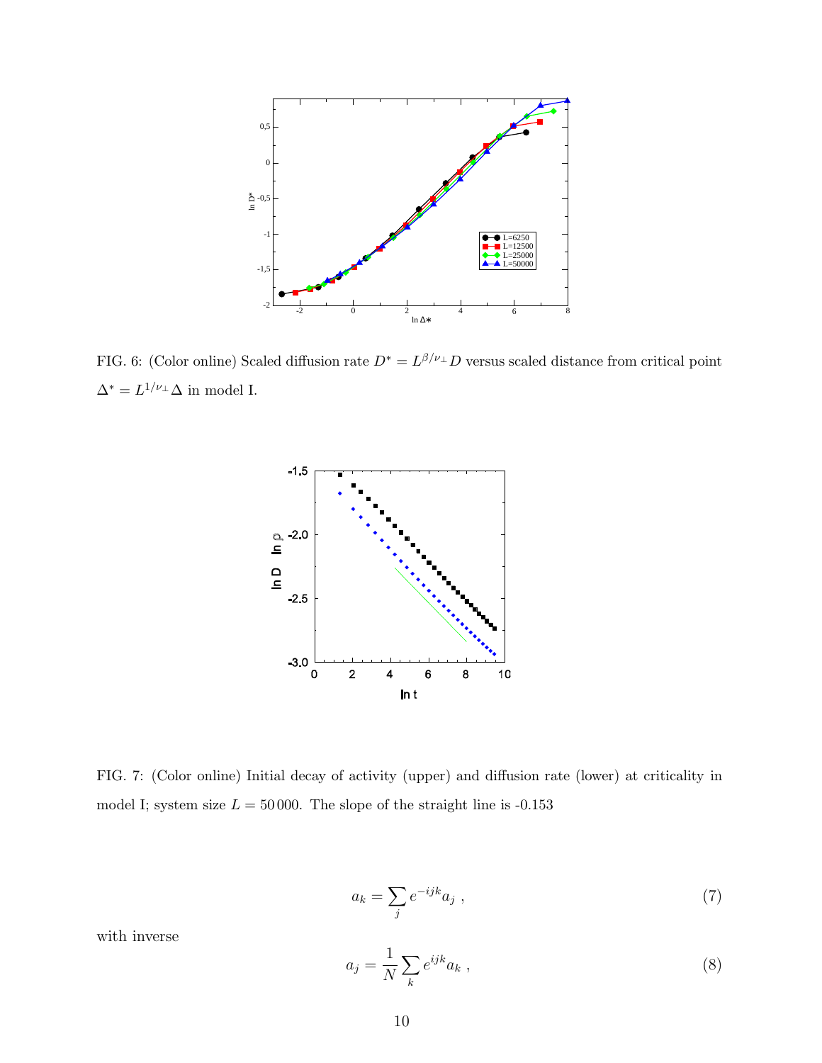FIG. 6: (Color online) Scaled diffusion rate $D^* = L^{\beta/\nu_\perp} D$ versus scaled distance from critical point $\Delta^* = L^{1/\nu_\perp}\Delta$ in model I.

FIG. 7: (Color online) Initial decay of activity (upper) and diffusion rate (lower) at criticality in model I; system size $L = 50\,000$. The slope of the straight line is -0.153

$$a_k = \sum_j e^{-ijk} a_j \ , \tag{7}$$

with inverse

$$a_j = \frac{1}{N} \sum_k e^{ijk} a_k \ , \tag{8}$$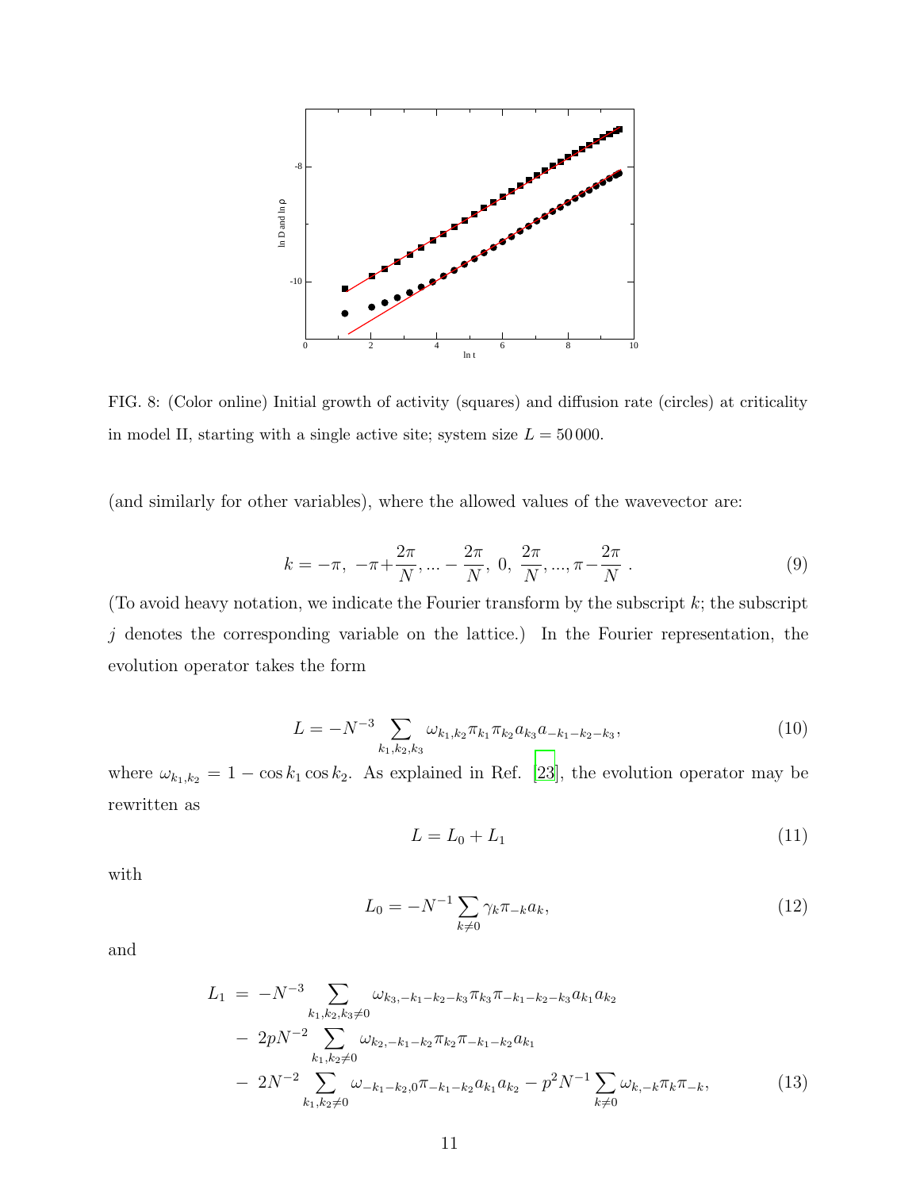FIG. 8: (Color online) Initial growth of activity (squares) and diffusion rate (circles) at criticality in model II, starting with a single active site; system size $L = 50\,000$.

(and similarly for other variables), where the allowed values of the wavevector are:

$$k = -\pi,\ -\pi + \frac{2\pi}{N}, ... - \frac{2\pi}{N},\ 0,\ \frac{2\pi}{N}, ..., \pi - \frac{2\pi}{N}\ . \tag{9}$$

(To avoid heavy notation, we indicate the Fourier transform by the subscript $k$; the subscript $j$ denotes the corresponding variable on the lattice.) In the Fourier representation, the evolution operator takes the form

$$L = -N^{-3} \sum_{k_1,k_2,k_3} \omega_{k_1,k_2} \pi_{k_1} \pi_{k_2} a_{k_3} a_{-k_1-k_2-k_3}, \tag{10}$$

where $\omega_{k_1,k_2} = 1 - \cos k_1 \cos k_2$. As explained in Ref. [23], the evolution operator may be rewritten as

$$L = L_0 + L_1 \tag{11}$$

with

$$L_0 = -N^{-1} \sum_{k \neq 0} \gamma_k \pi_{-k} a_k, \tag{12}$$

and

$$\begin{aligned} L_1 \;=\; & -N^{-3} \sum_{k_1,k_2,k_3 \neq 0} \omega_{k_3,-k_1-k_2-k_3} \pi_{k_3} \pi_{-k_1-k_2-k_3} a_{k_1} a_{k_2} \\ & - \; 2pN^{-2} \sum_{k_1,k_2 \neq 0} \omega_{k_2,-k_1-k_2} \pi_{k_2} \pi_{-k_1-k_2} a_{k_1} \\ & - \; 2N^{-2} \sum_{k_1,k_2 \neq 0} \omega_{-k_1-k_2,0} \pi_{-k_1-k_2} a_{k_1} a_{k_2} - p^2 N^{-1} \sum_{k \neq 0} \omega_{k,-k} \pi_k \pi_{-k}, \end{aligned} \tag{13}$$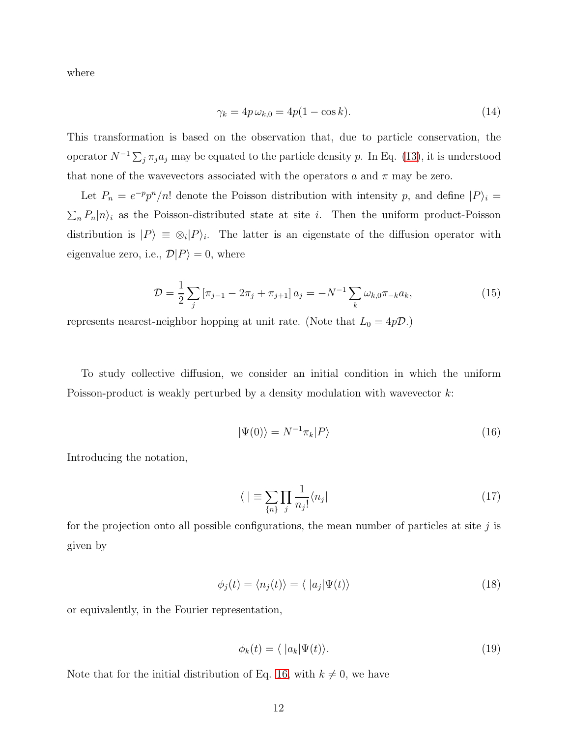where

$$\gamma_k = 4p\,\omega_{k,0} = 4p(1 - \cos k). \tag{14}$$

This transformation is based on the observation that, due to particle conservation, the operator $N^{-1}\sum_j \pi_j a_j$ may be equated to the particle density $p$. In Eq. (13), it is understood that none of the wavevectors associated with the operators $a$ and $\pi$ may be zero.

Let $P_n = e^{-p}p^n/n!$ denote the Poisson distribution with intensity $p$, and define $|P\rangle_i = \sum_n P_n |n\rangle_i$ as the Poisson-distributed state at site $i$. Then the uniform product-Poisson distribution is $|P\rangle \equiv \otimes_i |P\rangle_i$. The latter is an eigenstate of the diffusion operator with eigenvalue zero, i.e., $\mathcal{D}|P\rangle = 0$, where

$$\mathcal{D} = \frac{1}{2}\sum_j \left[\pi_{j-1} - 2\pi_j + \pi_{j+1}\right] a_j = -N^{-1}\sum_k \omega_{k,0}\pi_{-k}a_k, \tag{15}$$

represents nearest-neighbor hopping at unit rate. (Note that $L_0 = 4p\mathcal{D}$.)

To study collective diffusion, we consider an initial condition in which the uniform Poisson-product is weakly perturbed by a density modulation with wavevector $k$:

$$|\Psi(0)\rangle = N^{-1}\pi_k |P\rangle \tag{16}$$

Introducing the notation,

$$\langle\ | \equiv \sum_{\{n\}} \prod_j \frac{1}{n_j!}\langle n_j| \tag{17}$$

for the projection onto all possible configurations, the mean number of particles at site $j$ is given by

$$\phi_j(t) = \langle n_j(t)\rangle = \langle\ |a_j|\Psi(t)\rangle \tag{18}$$

or equivalently, in the Fourier representation,

$$\phi_k(t) = \langle\ |a_k|\Psi(t)\rangle. \tag{19}$$

Note that for the initial distribution of Eq. 16, with $k \neq 0$, we have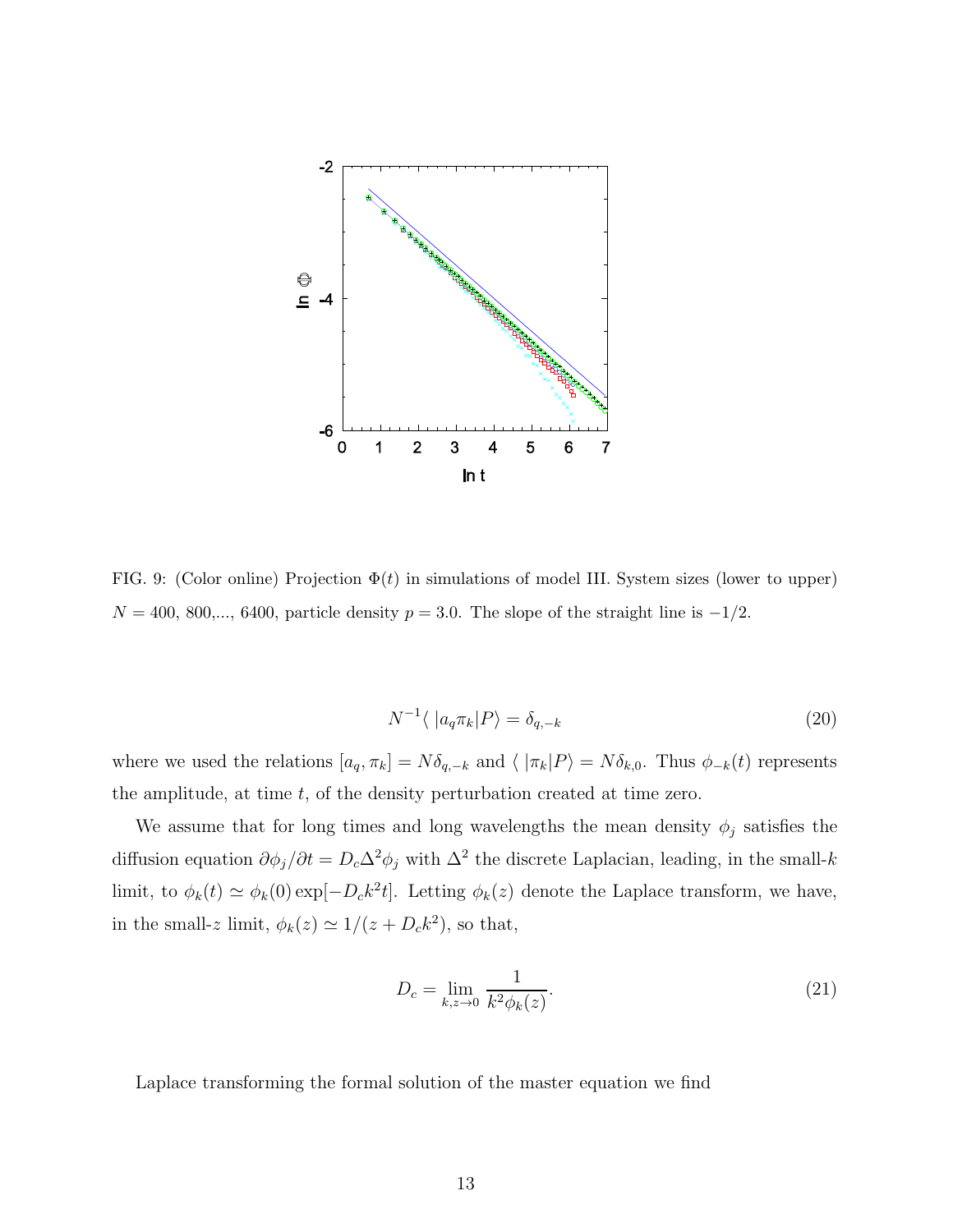FIG. 9: (Color online) Projection $\Phi(t)$ in simulations of model III. System sizes (lower to upper) $N = 400$, 800,..., 6400, particle density $p = 3.0$. The slope of the straight line is $-1/2$.

$$N^{-1}\langle\, |a_q \pi_k|P\rangle = \delta_{q,-k} \tag{20}$$

where we used the relations $[a_q, \pi_k] = N\delta_{q,-k}$ and $\langle\, |\pi_k|P\rangle = N\delta_{k,0}$. Thus $\phi_{-k}(t)$ represents the amplitude, at time $t$, of the density perturbation created at time zero.

We assume that for long times and long wavelengths the mean density $\phi_j$ satisfies the diffusion equation $\partial\phi_j/\partial t = D_c\Delta^2\phi_j$ with $\Delta^2$ the discrete Laplacian, leading, in the small-$k$ limit, to $\phi_k(t) \simeq \phi_k(0)\exp[-D_c k^2 t]$. Letting $\phi_k(z)$ denote the Laplace transform, we have, in the small-$z$ limit, $\phi_k(z) \simeq 1/(z + D_c k^2)$, so that,

$$D_c = \lim_{k,z\to 0} \frac{1}{k^2\phi_k(z)}. \tag{21}$$

Laplace transforming the formal solution of the master equation we find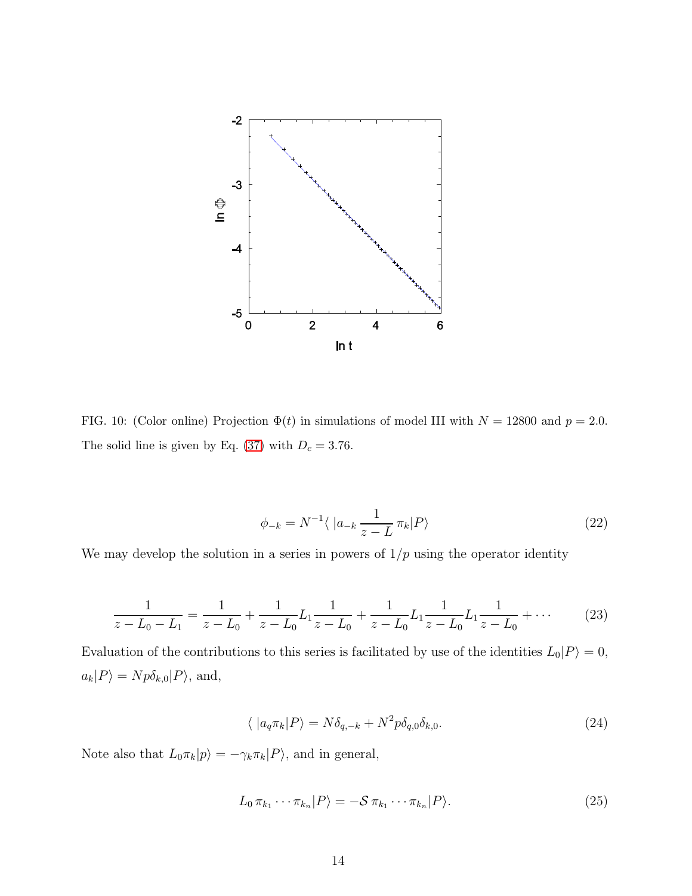FIG. 10: (Color online) Projection $\Phi(t)$ in simulations of model III with $N = 12800$ and $p = 2.0$. The solid line is given by Eq. (37) with $D_c = 3.76$.

$$\phi_{-k} = N^{-1}\langle\ |a_{-k}\,\frac{1}{z-L}\,\pi_k|P\rangle \tag{22}$$

We may develop the solution in a series in powers of $1/p$ using the operator identity

$$\frac{1}{z-L_0-L_1} = \frac{1}{z-L_0} + \frac{1}{z-L_0}L_1\frac{1}{z-L_0} + \frac{1}{z-L_0}L_1\frac{1}{z-L_0}L_1\frac{1}{z-L_0} + \cdots \tag{23}$$

Evaluation of the contributions to this series is facilitated by use of the identities $L_0|P\rangle = 0$, $a_k|P\rangle = Np\delta_{k,0}|P\rangle$, and,

$$\langle\ |a_q\pi_k|P\rangle = N\delta_{q,-k} + N^2 p\delta_{q,0}\delta_{k,0}. \tag{24}$$

Note also that $L_0\pi_k|p\rangle = -\gamma_k\pi_k|P\rangle$, and in general,

$$L_0\,\pi_{k_1}\cdots\pi_{k_n}|P\rangle = -\mathcal{S}\,\pi_{k_1}\cdots\pi_{k_n}|P\rangle. \tag{25}$$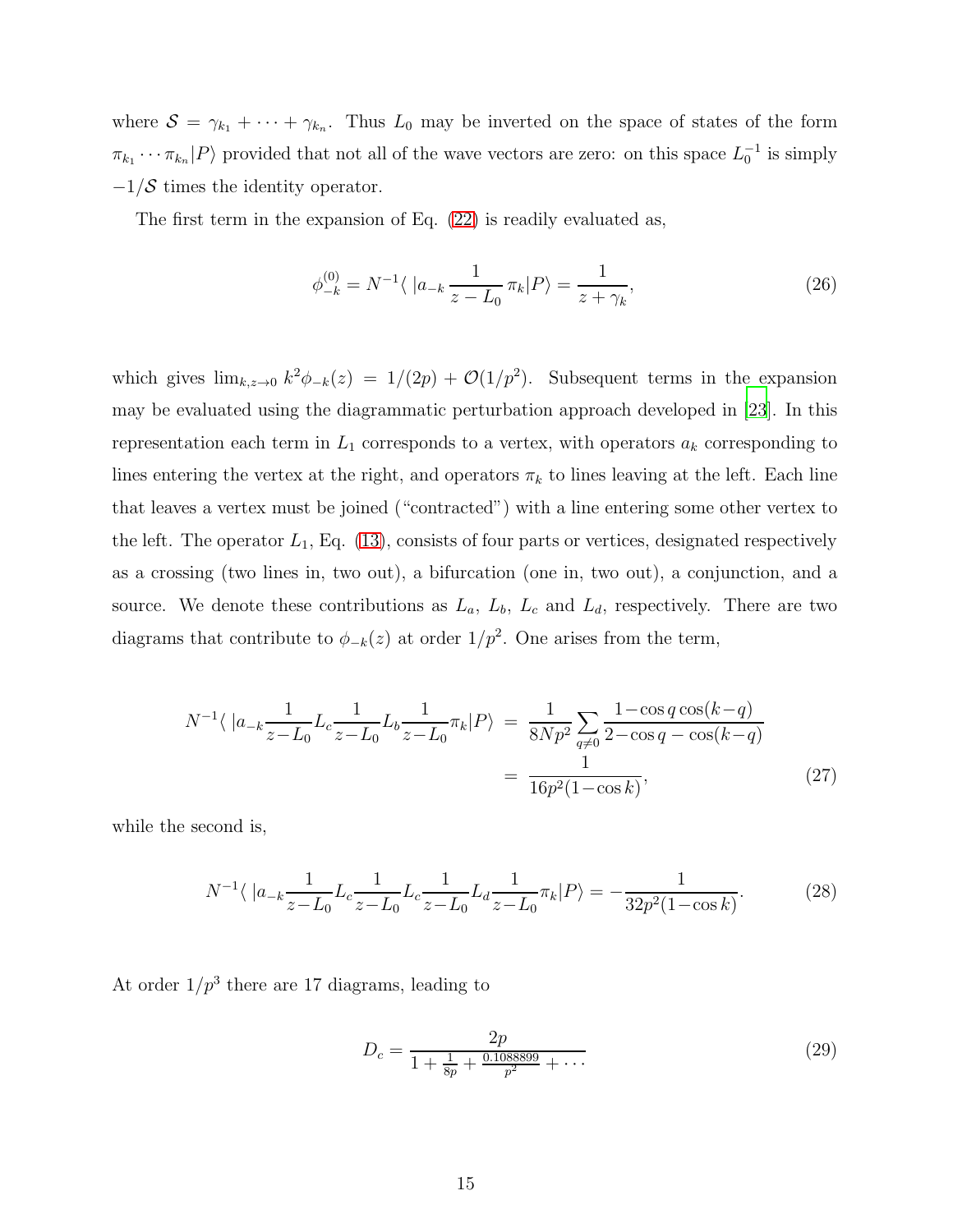where $\mathcal{S} = \gamma_{k_1} + \cdots + \gamma_{k_n}$. Thus $L_0$ may be inverted on the space of states of the form $\pi_{k_1} \cdots \pi_{k_n}|P\rangle$ provided that not all of the wave vectors are zero: on this space $L_0^{-1}$ is simply $-1/\mathcal{S}$ times the identity operator.

The first term in the expansion of Eq. (22) is readily evaluated as,

$$\phi^{(0)}_{-k} = N^{-1}\langle\ |a_{-k}\, \frac{1}{z - L_0}\, \pi_k|P\rangle = \frac{1}{z + \gamma_k}, \tag{26}$$

which gives $\lim_{k,z\to 0}\, k^2\phi_{-k}(z) = 1/(2p) + \mathcal{O}(1/p^2)$. Subsequent terms in the expansion may be evaluated using the diagrammatic perturbation approach developed in [23]. In this representation each term in $L_1$ corresponds to a vertex, with operators $a_k$ corresponding to lines entering the vertex at the right, and operators $\pi_k$ to lines leaving at the left. Each line that leaves a vertex must be joined ("contracted") with a line entering some other vertex to the left. The operator $L_1$, Eq. (13), consists of four parts or vertices, designated respectively as a crossing (two lines in, two out), a bifurcation (one in, two out), a conjunction, and a source. We denote these contributions as $L_a$, $L_b$, $L_c$ and $L_d$, respectively. There are two diagrams that contribute to $\phi_{-k}(z)$ at order $1/p^2$. One arises from the term,

$$\begin{aligned} N^{-1}\langle\ |a_{-k}\frac{1}{z - L_0} L_c \frac{1}{z - L_0} L_b \frac{1}{z - L_0}\pi_k|P\rangle \ &= \ \frac{1}{8Np^2}\sum_{q\neq 0}\frac{1 - \cos q\cos(k - q)}{2 - \cos q - \cos(k - q)} \\ &= \ \frac{1}{16p^2(1 - \cos k)}, \end{aligned} \tag{27}$$

while the second is,

$$N^{-1}\langle\ |a_{-k}\frac{1}{z - L_0} L_c \frac{1}{z - L_0} L_c \frac{1}{z - L_0} L_d \frac{1}{z - L_0}\pi_k|P\rangle = -\frac{1}{32p^2(1 - \cos k)}. \tag{28}$$

At order $1/p^3$ there are 17 diagrams, leading to

$$D_c = \frac{2p}{1 + \frac{1}{8p} + \frac{0.1088899}{p^2} + \cdots} \tag{29}$$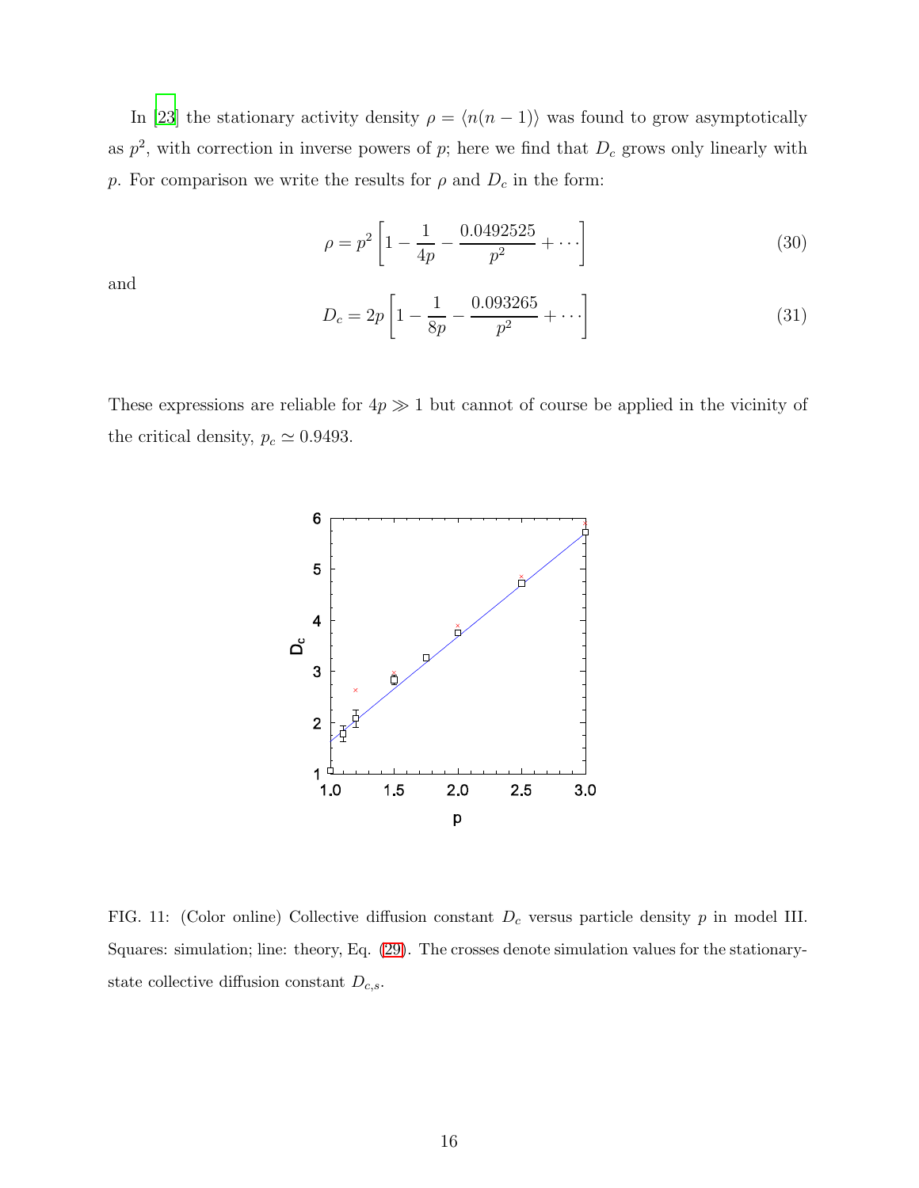In [23] the stationary activity density $\rho = \langle n(n-1) \rangle$ was found to grow asymptotically as $p^2$, with correction in inverse powers of $p$; here we find that $D_c$ grows only linearly with $p$. For comparison we write the results for $\rho$ and $D_c$ in the form:

$$\rho = p^2 \left[ 1 - \frac{1}{4p} - \frac{0.0492525}{p^2} + \cdots \right] \tag{30}$$

and

$$D_c = 2p \left[ 1 - \frac{1}{8p} - \frac{0.093265}{p^2} + \cdots \right] \tag{31}$$

These expressions are reliable for $4p \gg 1$ but cannot of course be applied in the vicinity of the critical density, $p_c \simeq 0.9493$.

FIG. 11: (Color online) Collective diffusion constant $D_c$ versus particle density $p$ in model III. Squares: simulation; line: theory, Eq. (29). The crosses denote simulation values for the stationary-state collective diffusion constant $D_{c,s}$.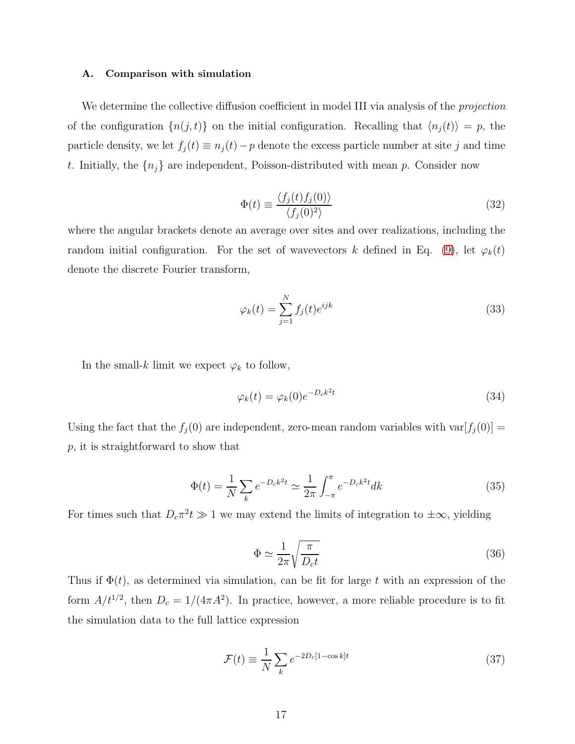### A. Comparison with simulation

We determine the collective diffusion coefficient in model III via analysis of the *projection* of the configuration $\{n(j,t)\}$ on the initial configuration. Recalling that $\langle n_j(t)\rangle = p$, the particle density, we let $f_j(t) \equiv n_j(t) - p$ denote the excess particle number at site $j$ and time $t$. Initially, the $\{n_j\}$ are independent, Poisson-distributed with mean $p$. Consider now

$$\Phi(t) \equiv \frac{\langle f_j(t) f_j(0)\rangle}{\langle f_j(0)^2\rangle} \tag{32}$$

where the angular brackets denote an average over sites and over realizations, including the random initial configuration. For the set of wavevectors $k$ defined in Eq. (9), let $\varphi_k(t)$ denote the discrete Fourier transform,

$$\varphi_k(t) = \sum_{j=1}^{N} f_j(t) e^{ijk} \tag{33}$$

In the small-$k$ limit we expect $\varphi_k$ to follow,

$$\varphi_k(t) = \varphi_k(0) e^{-D_c k^2 t} \tag{34}$$

Using the fact that the $f_j(0)$ are independent, zero-mean random variables with $\mathrm{var}[f_j(0)] = p$, it is straightforward to show that

$$\Phi(t) = \frac{1}{N}\sum_k e^{-D_c k^2 t} \simeq \frac{1}{2\pi}\int_{-\pi}^{\pi} e^{-D_c k^2 t} dk \tag{35}$$

For times such that $D_c \pi^2 t \gg 1$ we may extend the limits of integration to $\pm\infty$, yielding

$$\Phi \simeq \frac{1}{2\pi}\sqrt{\frac{\pi}{D_c t}} \tag{36}$$

Thus if $\Phi(t)$, as determined via simulation, can be fit for large $t$ with an expression of the form $A/t^{1/2}$, then $D_c = 1/(4\pi A^2)$. In practice, however, a more reliable procedure is to fit the simulation data to the full lattice expression

$$\mathcal{F}(t) \equiv \frac{1}{N}\sum_k e^{-2D_c[1-\cos k]t} \tag{37}$$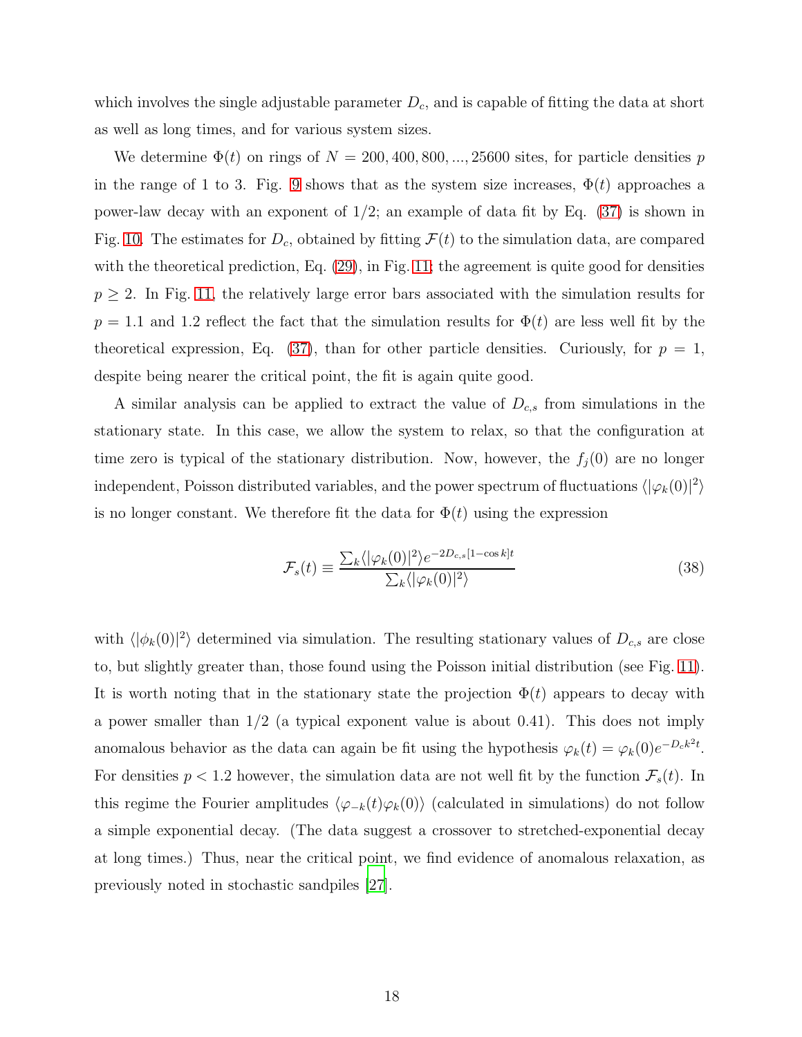which involves the single adjustable parameter $D_c$, and is capable of fitting the data at short as well as long times, and for various system sizes.

We determine $\Phi(t)$ on rings of $N = 200, 400, 800, ..., 25600$ sites, for particle densities $p$ in the range of 1 to 3. Fig. 9 shows that as the system size increases, $\Phi(t)$ approaches a power-law decay with an exponent of 1/2; an example of data fit by Eq. (37) is shown in Fig. 10. The estimates for $D_c$, obtained by fitting $\mathcal{F}(t)$ to the simulation data, are compared with the theoretical prediction, Eq. (29), in Fig. 11; the agreement is quite good for densities $p \geq 2$. In Fig. 11, the relatively large error bars associated with the simulation results for $p = 1.1$ and 1.2 reflect the fact that the simulation results for $\Phi(t)$ are less well fit by the theoretical expression, Eq. (37), than for other particle densities. Curiously, for $p = 1$, despite being nearer the critical point, the fit is again quite good.

A similar analysis can be applied to extract the value of $D_{c,s}$ from simulations in the stationary state. In this case, we allow the system to relax, so that the configuration at time zero is typical of the stationary distribution. Now, however, the $f_j(0)$ are no longer independent, Poisson distributed variables, and the power spectrum of fluctuations $\langle|\varphi_k(0)|^2\rangle$ is no longer constant. We therefore fit the data for $\Phi(t)$ using the expression

$$\mathcal{F}_s(t) \equiv \frac{\sum_k \langle|\varphi_k(0)|^2\rangle e^{-2D_{c,s}[1-\cos k]t}}{\sum_k \langle|\varphi_k(0)|^2\rangle} \tag{38}$$

with $\langle|\phi_k(0)|^2\rangle$ determined via simulation. The resulting stationary values of $D_{c,s}$ are close to, but slightly greater than, those found using the Poisson initial distribution (see Fig. 11). It is worth noting that in the stationary state the projection $\Phi(t)$ appears to decay with a power smaller than 1/2 (a typical exponent value is about 0.41). This does not imply anomalous behavior as the data can again be fit using the hypothesis $\varphi_k(t) = \varphi_k(0)e^{-D_c k^2 t}$. For densities $p < 1.2$ however, the simulation data are not well fit by the function $\mathcal{F}_s(t)$. In this regime the Fourier amplitudes $\langle\varphi_{-k}(t)\varphi_k(0)\rangle$ (calculated in simulations) do not follow a simple exponential decay. (The data suggest a crossover to stretched-exponential decay at long times.) Thus, near the critical point, we find evidence of anomalous relaxation, as previously noted in stochastic sandpiles [27].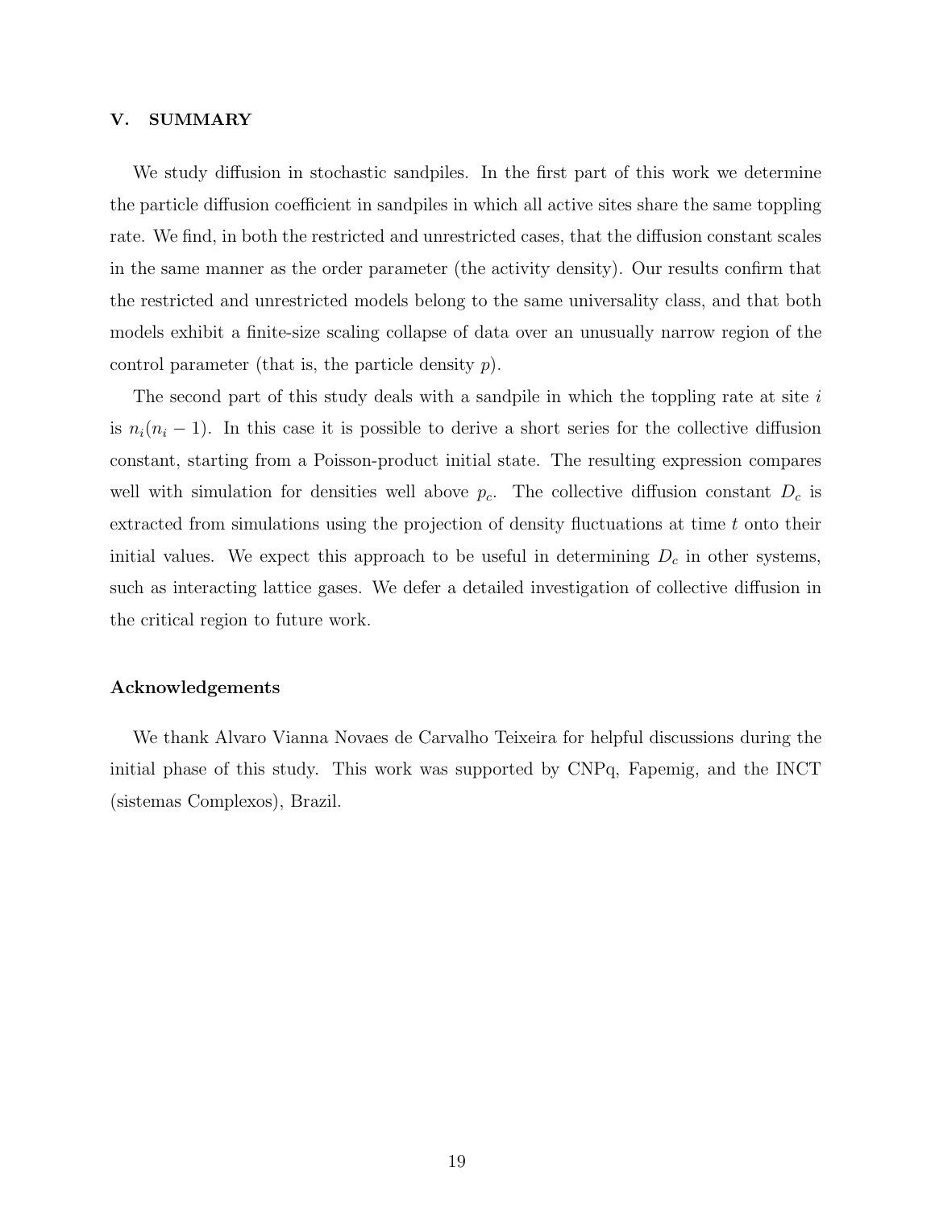## V. SUMMARY

We study diffusion in stochastic sandpiles. In the first part of this work we determine the particle diffusion coefficient in sandpiles in which all active sites share the same toppling rate. We find, in both the restricted and unrestricted cases, that the diffusion constant scales in the same manner as the order parameter (the activity density). Our results confirm that the restricted and unrestricted models belong to the same universality class, and that both models exhibit a finite-size scaling collapse of data over an unusually narrow region of the control parameter (that is, the particle density $p$).

The second part of this study deals with a sandpile in which the toppling rate at site $i$ is $n_i(n_i - 1)$. In this case it is possible to derive a short series for the collective diffusion constant, starting from a Poisson-product initial state. The resulting expression compares well with simulation for densities well above $p_c$. The collective diffusion constant $D_c$ is extracted from simulations using the projection of density fluctuations at time $t$ onto their initial values. We expect this approach to be useful in determining $D_c$ in other systems, such as interacting lattice gases. We defer a detailed investigation of collective diffusion in the critical region to future work.

### Acknowledgements

We thank Alvaro Vianna Novaes de Carvalho Teixeira for helpful discussions during the initial phase of this study. This work was supported by CNPq, Fapemig, and the INCT (sistemas Complexos), Brazil.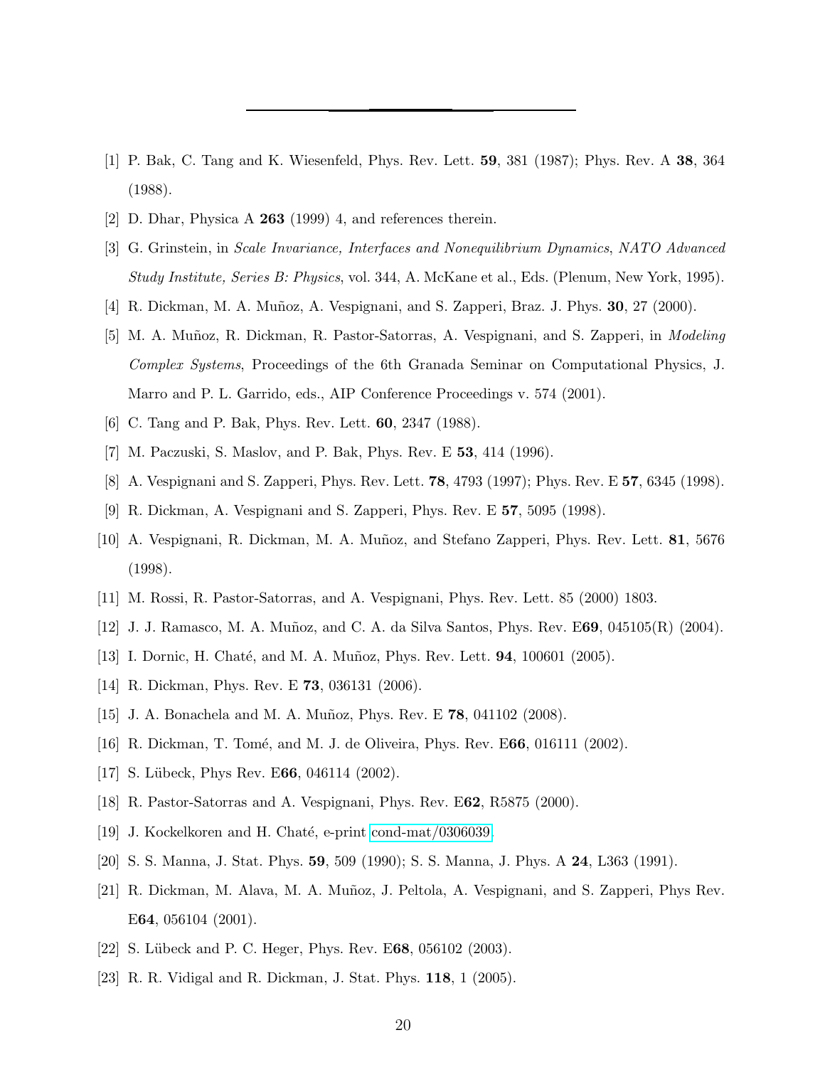---

[1] P. Bak, C. Tang and K. Wiesenfeld, Phys. Rev. Lett. **59**, 381 (1987); Phys. Rev. A **38**, 364 (1988).

[2] D. Dhar, Physica A **263** (1999) 4, and references therein.

[3] G. Grinstein, in *Scale Invariance, Interfaces and Nonequilibrium Dynamics*, *NATO Advanced Study Institute, Series B: Physics*, vol. 344, A. McKane et al., Eds. (Plenum, New York, 1995).

[4] R. Dickman, M. A. Muñoz, A. Vespignani, and S. Zapperi, Braz. J. Phys. **30**, 27 (2000).

[5] M. A. Muñoz, R. Dickman, R. Pastor-Satorras, A. Vespignani, and S. Zapperi, in *Modeling Complex Systems*, Proceedings of the 6th Granada Seminar on Computational Physics, J. Marro and P. L. Garrido, eds., AIP Conference Proceedings v. 574 (2001).

[6] C. Tang and P. Bak, Phys. Rev. Lett. **60**, 2347 (1988).

[7] M. Paczuski, S. Maslov, and P. Bak, Phys. Rev. E **53**, 414 (1996).

[8] A. Vespignani and S. Zapperi, Phys. Rev. Lett. **78**, 4793 (1997); Phys. Rev. E **57**, 6345 (1998).

[9] R. Dickman, A. Vespignani and S. Zapperi, Phys. Rev. E **57**, 5095 (1998).

[10] A. Vespignani, R. Dickman, M. A. Muñoz, and Stefano Zapperi, Phys. Rev. Lett. **81**, 5676 (1998).

[11] M. Rossi, R. Pastor-Satorras, and A. Vespignani, Phys. Rev. Lett. 85 (2000) 1803.

[12] J. J. Ramasco, M. A. Muñoz, and C. A. da Silva Santos, Phys. Rev. E**69**, 045105(R) (2004).

[13] I. Dornic, H. Chaté, and M. A. Muñoz, Phys. Rev. Lett. **94**, 100601 (2005).

[14] R. Dickman, Phys. Rev. E **73**, 036131 (2006).

[15] J. A. Bonachela and M. A. Muñoz, Phys. Rev. E **78**, 041102 (2008).

[16] R. Dickman, T. Tomé, and M. J. de Oliveira, Phys. Rev. E**66**, 016111 (2002).

[17] S. Lübeck, Phys Rev. E**66**, 046114 (2002).

[18] R. Pastor-Satorras and A. Vespignani, Phys. Rev. E**62**, R5875 (2000).

[19] J. Kockelkoren and H. Chaté, e-print cond-mat/0306039.

[20] S. S. Manna, J. Stat. Phys. **59**, 509 (1990); S. S. Manna, J. Phys. A **24**, L363 (1991).

[21] R. Dickman, M. Alava, M. A. Muñoz, J. Peltola, A. Vespignani, and S. Zapperi, Phys Rev. E**64**, 056104 (2001).

[22] S. Lübeck and P. C. Heger, Phys. Rev. E**68**, 056102 (2003).

[23] R. R. Vidigal and R. Dickman, J. Stat. Phys. **118**, 1 (2005).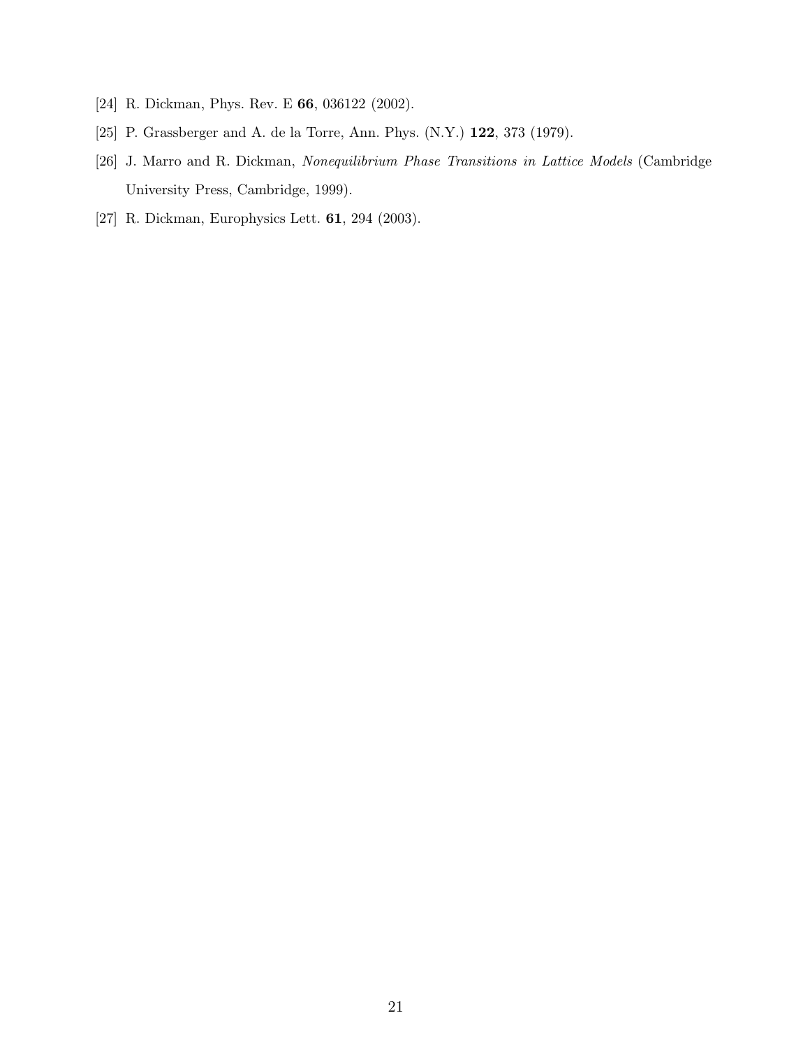[24] R. Dickman, Phys. Rev. E **66**, 036122 (2002).

[25] P. Grassberger and A. de la Torre, Ann. Phys. (N.Y.) **122**, 373 (1979).

[26] J. Marro and R. Dickman, *Nonequilibrium Phase Transitions in Lattice Models* (Cambridge University Press, Cambridge, 1999).

[27] R. Dickman, Europhysics Lett. **61**, 294 (2003).